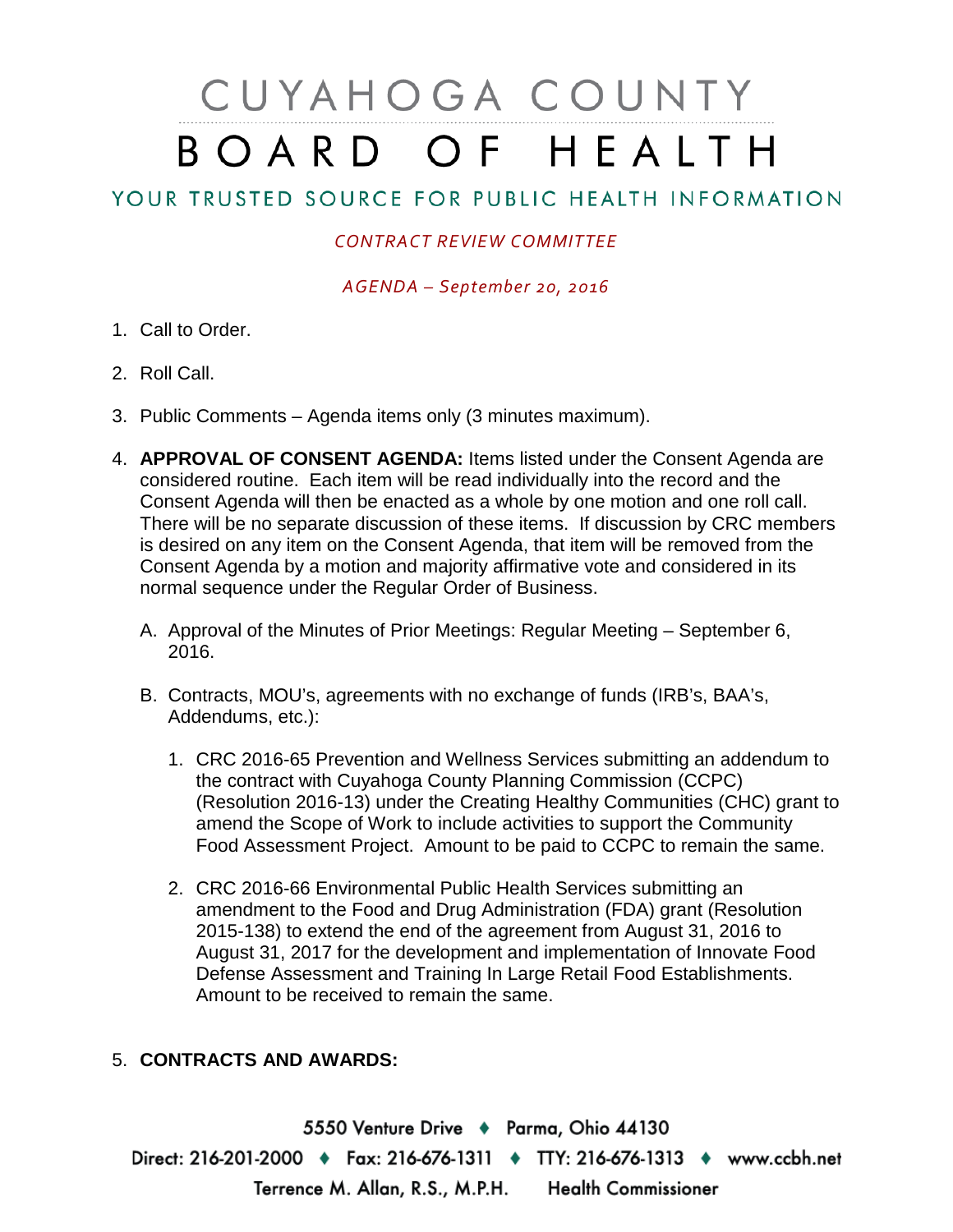# CUYAHOGA COUNTY BOARD OF HEALTH

## YOUR TRUSTED SOURCE FOR PUBLIC HEALTH INFORMATION

*CONTRACT REVIEW COMMITTEE*

*AGENDA – September 20, 2016*

1. Call to Order.

2. Roll Call.

3. Public Comments – Agenda items only (3 minutes maximum).

4. **APPROVAL OF CONSENT AGENDA:** Items listed under the Consent Agenda are considered routine. Each item will be read individually into the record and the Consent Agenda will then be enacted as a whole by one motion and one roll call. There will be no separate discussion of these items. If discussion by CRC members is desired on any item on the Consent Agenda, that item will be removed from the Consent Agenda by a motion and majority affirmative vote and considered in its normal sequence under the Regular Order of Business.

   A. Approval of the Minutes of Prior Meetings: Regular Meeting – September 6, 2016.

   B. Contracts, MOU's, agreements with no exchange of funds (IRB's, BAA's, Addendums, etc.):

      1. CRC 2016-65 Prevention and Wellness Services submitting an addendum to the contract with Cuyahoga County Planning Commission (CCPC) (Resolution 2016-13) under the Creating Healthy Communities (CHC) grant to amend the Scope of Work to include activities to support the Community Food Assessment Project. Amount to be paid to CCPC to remain the same.

      2. CRC 2016-66 Environmental Public Health Services submitting an amendment to the Food and Drug Administration (FDA) grant (Resolution 2015-138) to extend the end of the agreement from August 31, 2016 to August 31, 2017 for the development and implementation of Innovate Food Defense Assessment and Training In Large Retail Food Establishments. Amount to be received to remain the same.

5. **CONTRACTS AND AWARDS:**

5550 Venture Drive ♦ Parma, Ohio 44130
Direct: 216-201-2000 ♦ Fax: 216-676-1311 ♦ TTY: 216-676-1313 ♦ www.ccbh.net
Terrence M. Allan, R.S., M.P.H. Health Commissioner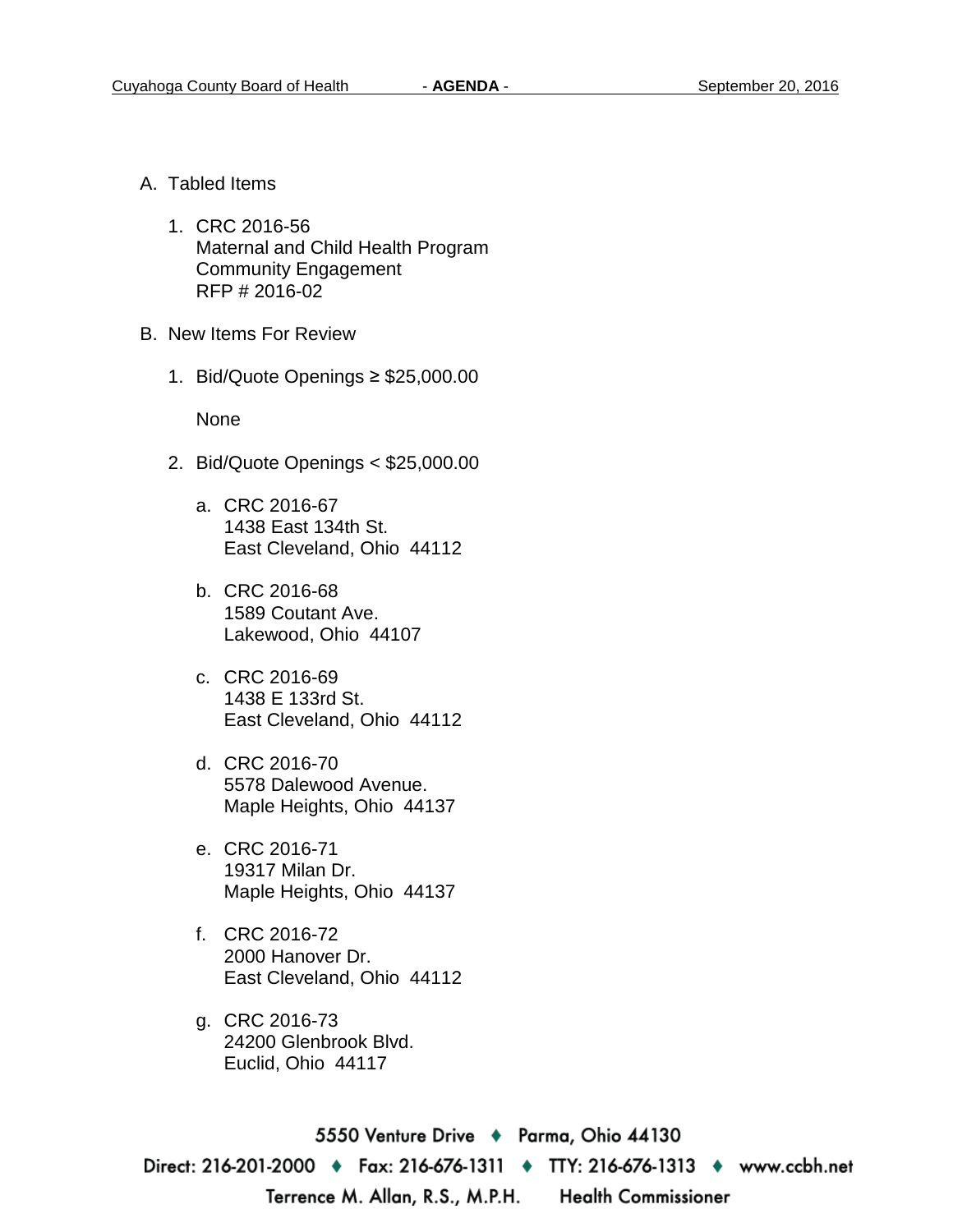A. Tabled Items

   1. CRC 2016-56
      Maternal and Child Health Program
      Community Engagement
      RFP # 2016-02

B. New Items For Review

   1. Bid/Quote Openings ≥ $25,000.00

      None

   2. Bid/Quote Openings < $25,000.00

      a. CRC 2016-67
         1438 East 134th St.
         East Cleveland, Ohio 44112

      b. CRC 2016-68
         1589 Coutant Ave.
         Lakewood, Ohio 44107

      c. CRC 2016-69
         1438 E 133rd St.
         East Cleveland, Ohio 44112

      d. CRC 2016-70
         5578 Dalewood Avenue.
         Maple Heights, Ohio 44137

      e. CRC 2016-71
         19317 Milan Dr.
         Maple Heights, Ohio 44137

      f. CRC 2016-72
         2000 Hanover Dr.
         East Cleveland, Ohio 44112

      g. CRC 2016-73
         24200 Glenbrook Blvd.
         Euclid, Ohio 44117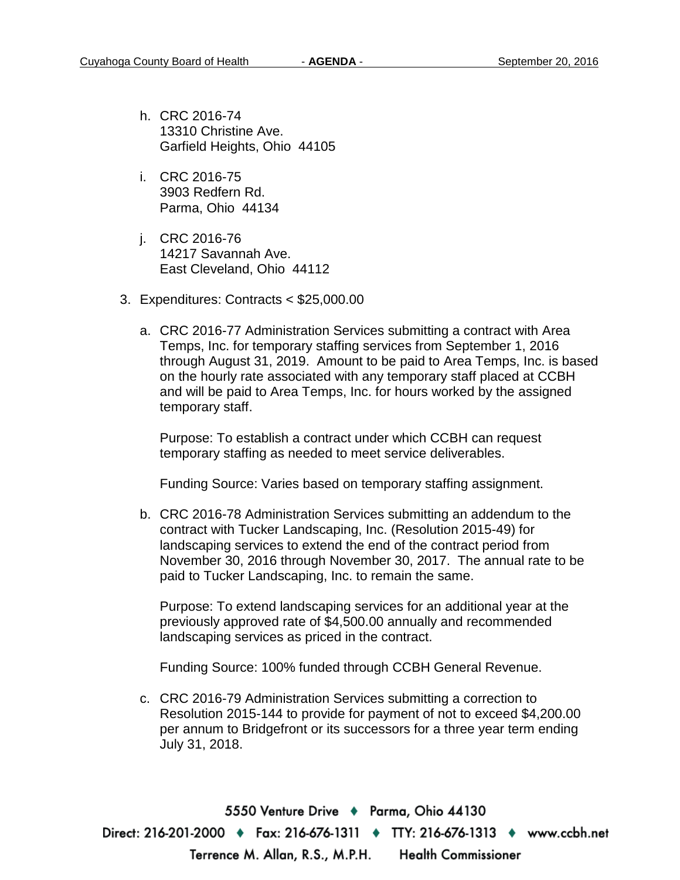h. CRC 2016-74
   13310 Christine Ave.
   Garfield Heights, Ohio 44105

i. CRC 2016-75
   3903 Redfern Rd.
   Parma, Ohio 44134

j. CRC 2016-76
   14217 Savannah Ave.
   East Cleveland, Ohio 44112

3. Expenditures: Contracts < $25,000.00

   a. CRC 2016-77 Administration Services submitting a contract with Area Temps, Inc. for temporary staffing services from September 1, 2016 through August 31, 2019. Amount to be paid to Area Temps, Inc. is based on the hourly rate associated with any temporary staff placed at CCBH and will be paid to Area Temps, Inc. for hours worked by the assigned temporary staff.

      Purpose: To establish a contract under which CCBH can request temporary staffing as needed to meet service deliverables.

      Funding Source: Varies based on temporary staffing assignment.

   b. CRC 2016-78 Administration Services submitting an addendum to the contract with Tucker Landscaping, Inc. (Resolution 2015-49) for landscaping services to extend the end of the contract period from November 30, 2016 through November 30, 2017. The annual rate to be paid to Tucker Landscaping, Inc. to remain the same.

      Purpose: To extend landscaping services for an additional year at the previously approved rate of $4,500.00 annually and recommended landscaping services as priced in the contract.

      Funding Source: 100% funded through CCBH General Revenue.

   c. CRC 2016-79 Administration Services submitting a correction to Resolution 2015-144 to provide for payment of not to exceed $4,200.00 per annum to Bridgefront or its successors for a three year term ending July 31, 2018.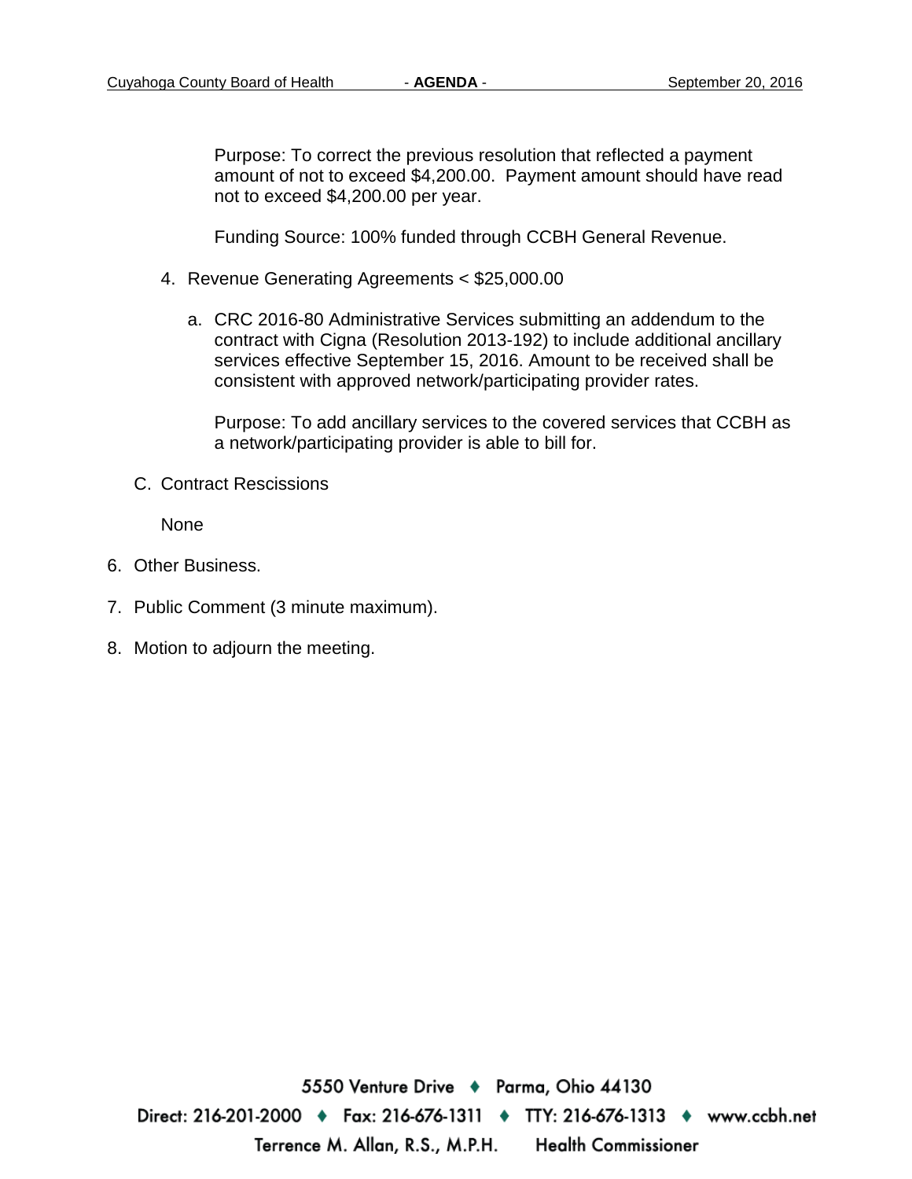Purpose: To correct the previous resolution that reflected a payment amount of not to exceed $4,200.00. Payment amount should have read not to exceed $4,200.00 per year.

Funding Source: 100% funded through CCBH General Revenue.

4. Revenue Generating Agreements < $25,000.00

   a. CRC 2016-80 Administrative Services submitting an addendum to the contract with Cigna (Resolution 2013-192) to include additional ancillary services effective September 15, 2016. Amount to be received shall be consistent with approved network/participating provider rates.

      Purpose: To add ancillary services to the covered services that CCBH as a network/participating provider is able to bill for.

C. Contract Rescissions

   None

6. Other Business.

7. Public Comment (3 minute maximum).

8. Motion to adjourn the meeting.